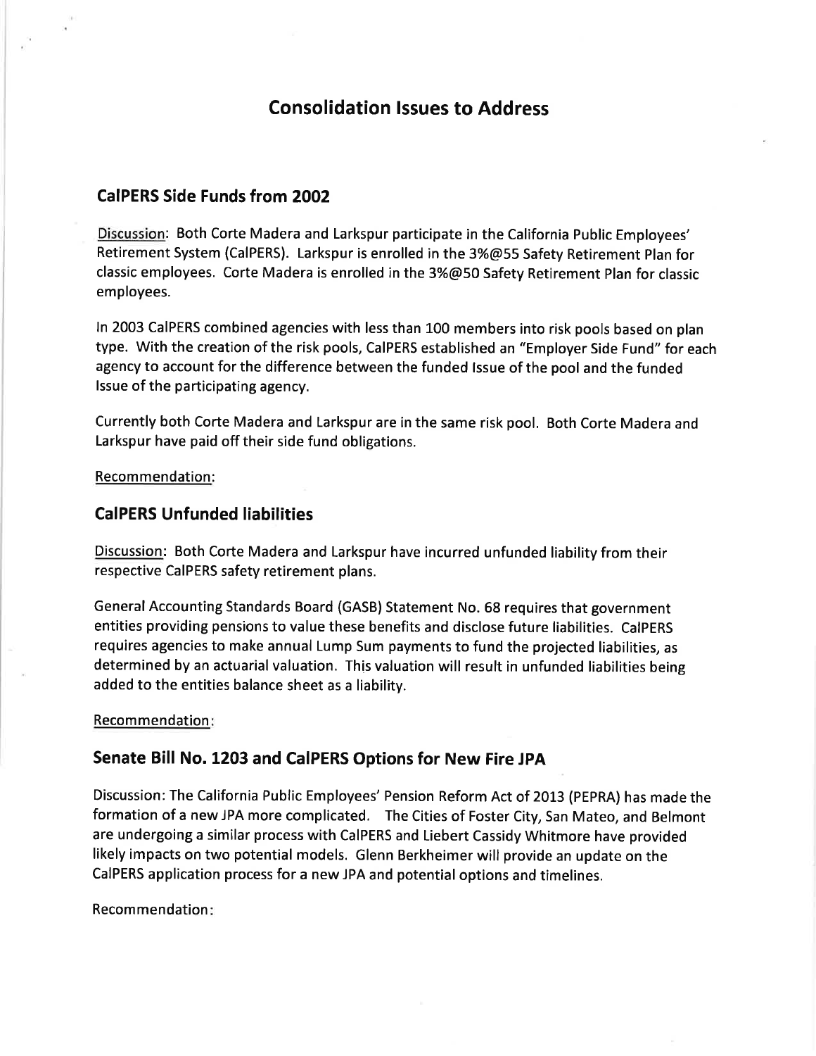# Consolidation Issues to Address

## CalPERS Side Funds from 2002

Discussion: Both Corte Madera and Larkspur participate in the California Public Employees' Retirement System (CalPERS). Larkspur is enrolled in the 3%@55 Safety Retirement Plan for classic employees. Corte Madera is enrolled in the 3%@50 Safety Retirement Plan for classic employees.

In 2003 CalPERS combined agencies with less than 100 members into risk pools based on plan type. With the creation of the risk pools, CalPERS established an "Employer Side Fund" for each agency to account for the difference between the funded Issue of the pool and the funded Issue of the participating agency.

Currently both Corte Madera and Larkspur are in the same risk pool. Both Corte Madera and Larkspur have paid off their side fund obligations.

Recommendation:

## CalPERS Unfunded liabilities

Discussion: Both Corte Madera and Larkspur have incurred unfunded liability from their respective CalPERS safety retirement plans.

General Accounting Standards Board (GASB) Statement No. 68 requires that government entities providing pensions to value these benefits and disclose future liabilities. CalPERS requires agencies to make annual Lump Sum payments to fund the projected liabilities, as determined by an actuarial valuation. This valuation will result in unfunded liabilities being added to the entities balance sheet as a liability.

Recommendation:

## Senate Bill No. 1203 and CalPERS Options for New Fire JPA

Discussion: The California Public Employees' Pension Reform Act of 2013 (PEPRA) has made the formation of a new JPA more complicated. The Cities of Foster City, San Mateo, and Belmont are undergoing a similar process with CalPERS and Liebert Cassidy Whitmore have provided likely impacts on two potential models. Glenn Berkheimer will provide an update on the CalPERS application process for a new JPA and potential options and timelines.

Recommendation: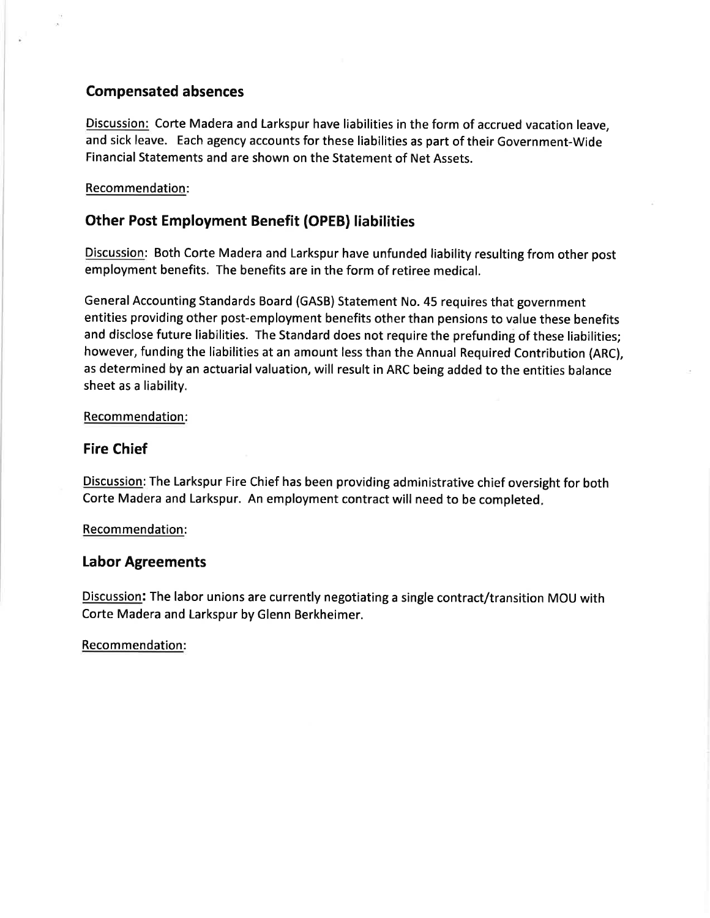## Compensated absences

Discussion: Corte Madera and Larkspur have liabilities in the form of accrued vacation leave, and sick leave. Each agency accounts for these liabilities as part of their Government-Wide Financial Statements and are shown on the Statement of Net Assets.

Recommendation:

## Other Post Employment Benefit (OPEB) liabilities

Discussion: Both Corte Madera and Larkspur have unfunded liability resulting from other post employment benefits. The benefits are in the form of retiree medical.

General Accounting Standards Board (GASB) Statement No. 45 requires that government entities providing other post-employment benefits other than pensions to value these benefits and disclose future liabilities. The Standard does not require the prefunding of these liabilities; however, funding the liabilities at an amount less than the Annual Required Contribution (ARC), as determined by an actuarial valuation, will result in ARC being added to the entities balance sheet as a liability.

Recommendation:

## Fire Chief

Discussion: The Larkspur Fire Chief has been providing administrative chief oversight for both Corte Madera and Larkspur. An employment contract will need to be completed.

Recommendation:

## Labor Agreements

Discussion**:** The labor unions are currently negotiating a single contract/transition MOU with Corte Madera and Larkspur by Glenn Berkheimer.

Recommendation: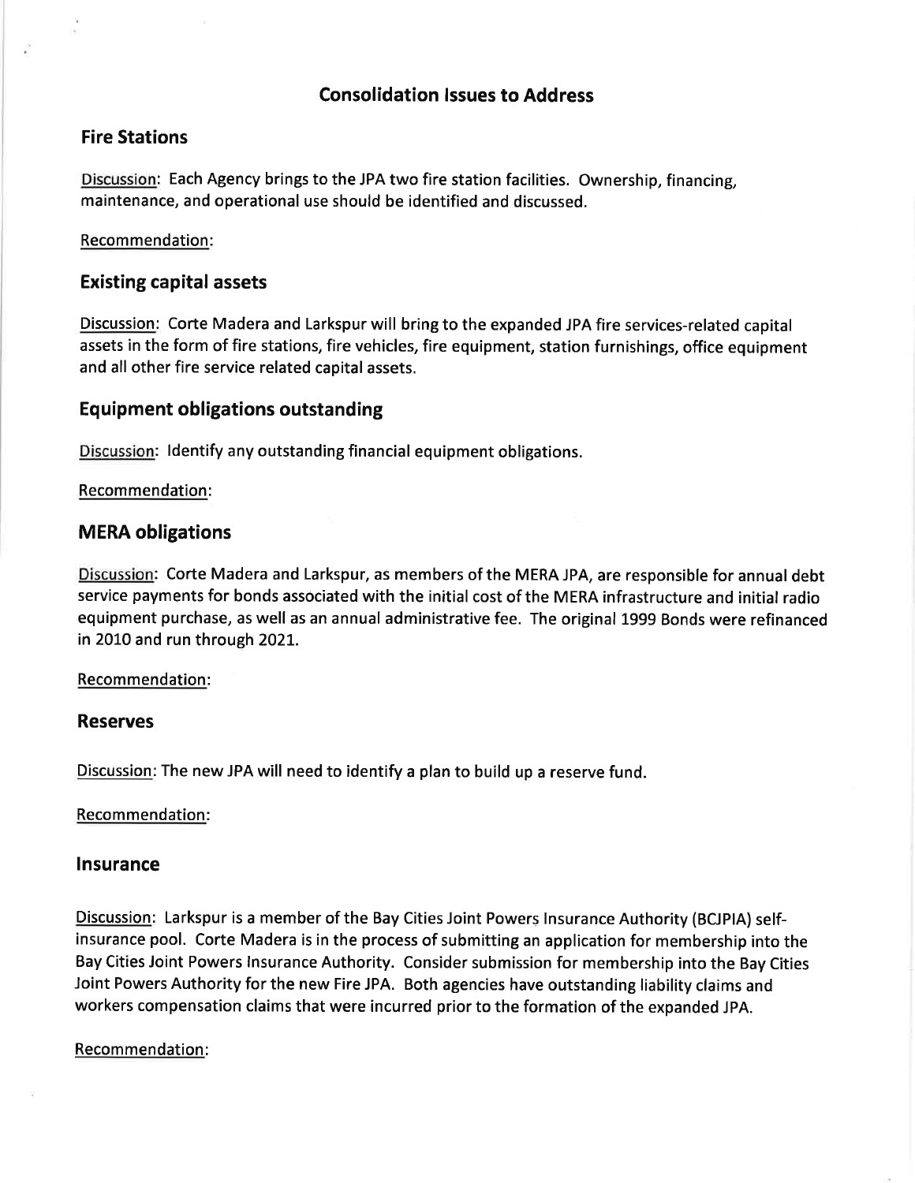# Consolidation Issues to Address

## Fire Stations

Discussion: Each Agency brings to the JPA two fire station facilities. Ownership, financing, maintenance, and operational use should be identified and discussed.

Recommendation:

## Existing capital assets

Discussion: Corte Madera and Larkspur will bring to the expanded JPA fire services-related capital assets in the form of fire stations, fire vehicles, fire equipment, station furnishings, office equipment and all other fire service related capital assets.

## Equipment obligations outstanding

Discussion: Identify any outstanding financial equipment obligations.

Recommendation:

## MERA obligations

Discussion: Corte Madera and Larkspur, as members of the MERA JPA, are responsible for annual debt service payments for bonds associated with the initial cost of the MERA infrastructure and initial radio equipment purchase, as well as an annual administrative fee. The original 1999 Bonds were refinanced in 2010 and run through 2021.

Recommendation:

## Reserves

Discussion: The new JPA will need to identify a plan to build up a reserve fund.

Recommendation:

## Insurance

Discussion: Larkspur is a member of the Bay Cities Joint Powers Insurance Authority (BCJPIA) self-insurance pool. Corte Madera is in the process of submitting an application for membership into the Bay Cities Joint Powers Insurance Authority. Consider submission for membership into the Bay Cities Joint Powers Authority for the new Fire JPA. Both agencies have outstanding liability claims and workers compensation claims that were incurred prior to the formation of the expanded JPA.

Recommendation: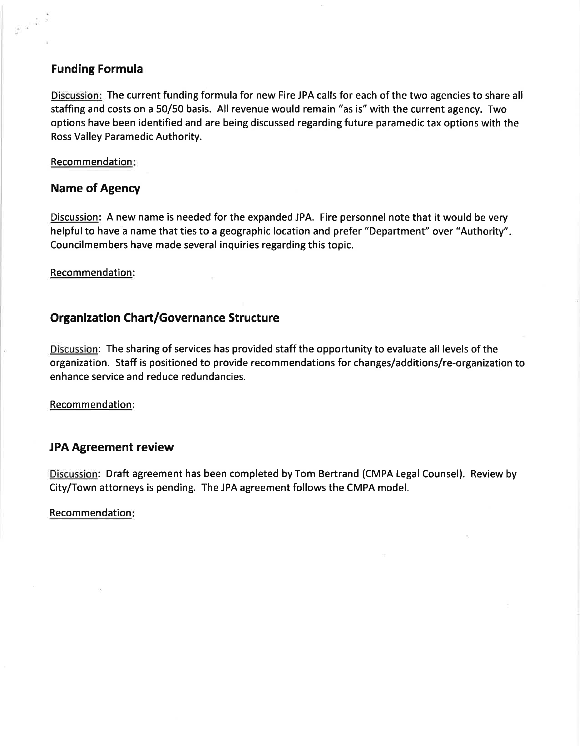## Funding Formula

Discussion: The current funding formula for new Fire JPA calls for each of the two agencies to share all staffing and costs on a 50/50 basis. All revenue would remain "as is" with the current agency. Two options have been identified and are being discussed regarding future paramedic tax options with the Ross Valley Paramedic Authority.

Recommendation:

## Name of Agency

Discussion: A new name is needed for the expanded JPA. Fire personnel note that it would be very helpful to have a name that ties to a geographic location and prefer "Department" over "Authority". Councilmembers have made several inquiries regarding this topic.

Recommendation:

## Organization Chart/Governance Structure

Discussion: The sharing of services has provided staff the opportunity to evaluate all levels of the organization. Staff is positioned to provide recommendations for changes/additions/re-organization to enhance service and reduce redundancies.

Recommendation:

## JPA Agreement review

Discussion: Draft agreement has been completed by Tom Bertrand (CMPA Legal Counsel). Review by City/Town attorneys is pending. The JPA agreement follows the CMPA model.

Recommendation: